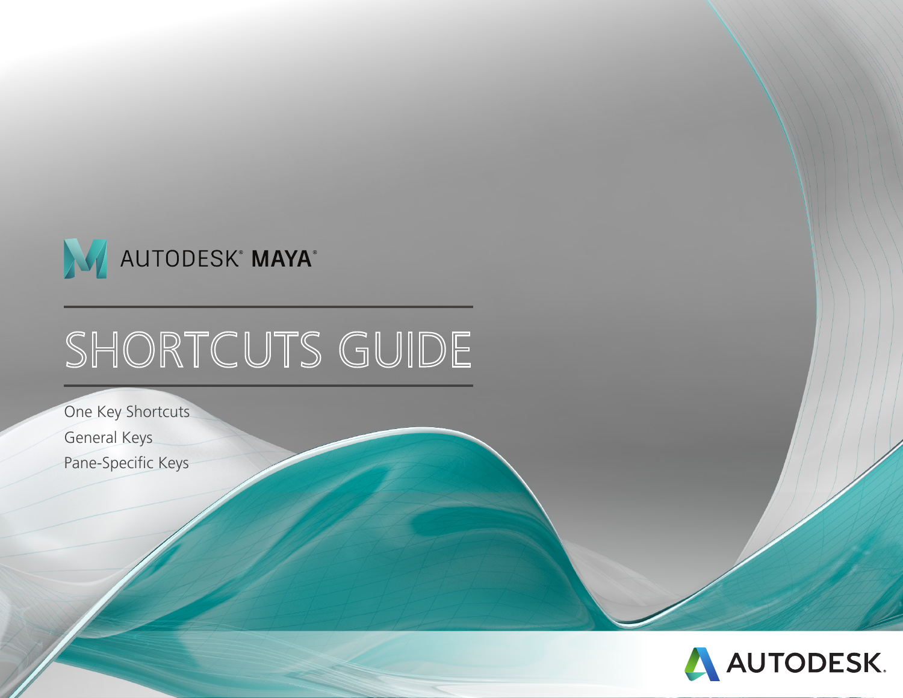AUTODESK® MAYA®

# SHORTCUTS GUIDE

One Key Shortcuts
General Keys
Pane-Specific Keys

AUTODESK.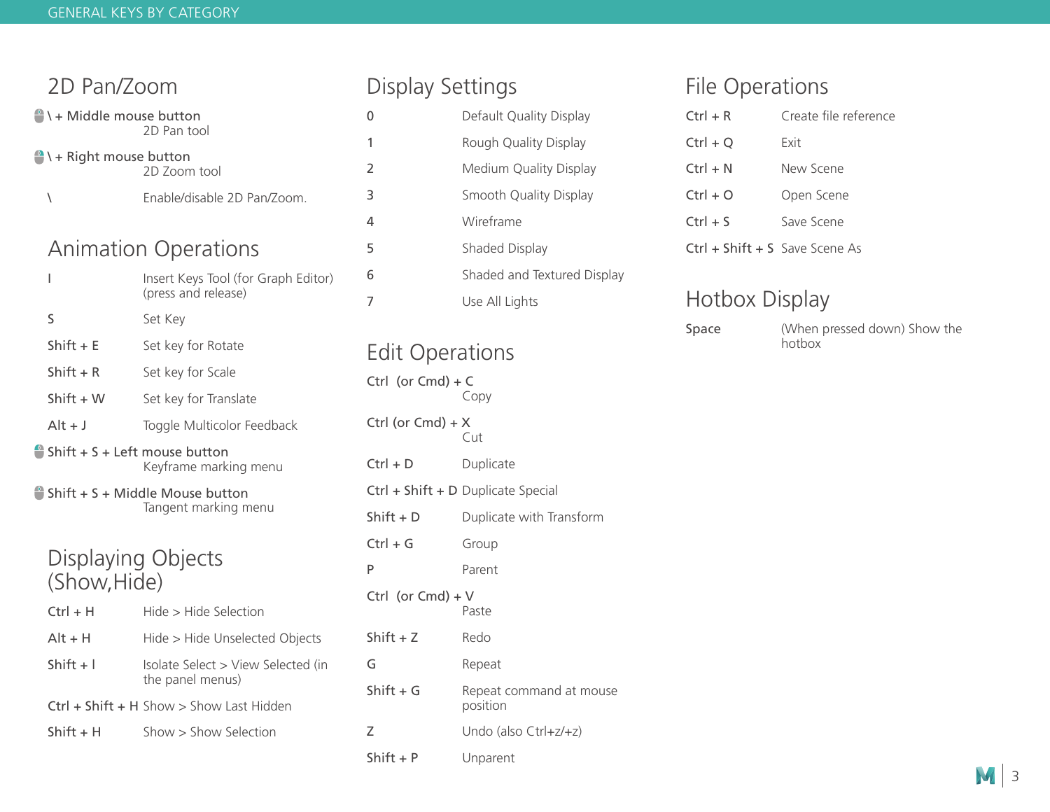GENERAL KEYS BY CATEGORY

## 2D Pan/Zoom

| Key | Action |
|---|---|
| \ + Middle mouse button | 2D Pan tool |
| \ + Right mouse button | 2D Zoom tool |
| \ | Enable/disable 2D Pan/Zoom. |

## Animation Operations

| Key | Action |
|---|---|
| I | Insert Keys Tool (for Graph Editor) (press and release) |
| S | Set Key |
| Shift + E | Set key for Rotate |
| Shift + R | Set key for Scale |
| Shift + W | Set key for Translate |
| Alt + J | Toggle Multicolor Feedback |
| Shift + S + Left mouse button | Keyframe marking menu |
| Shift + S + Middle Mouse button | Tangent marking menu |

## Displaying Objects (Show,Hide)

| Key | Action |
|---|---|
| Ctrl + H | Hide > Hide Selection |
| Alt + H | Hide > Hide Unselected Objects |
| Shift + I | Isolate Select > View Selected (in the panel menus) |
| Ctrl + Shift + H | Show > Show Last Hidden |
| Shift + H | Show > Show Selection |

## Display Settings

| Key | Action |
|---|---|
| 0 | Default Quality Display |
| 1 | Rough Quality Display |
| 2 | Medium Quality Display |
| 3 | Smooth Quality Display |
| 4 | Wireframe |
| 5 | Shaded Display |
| 6 | Shaded and Textured Display |
| 7 | Use All Lights |

## Edit Operations

| Key | Action |
|---|---|
| Ctrl (or Cmd) + C | Copy |
| Ctrl (or Cmd) + X | Cut |
| Ctrl + D | Duplicate |
| Ctrl + Shift + D | Duplicate Special |
| Shift + D | Duplicate with Transform |
| Ctrl + G | Group |
| P | Parent |
| Ctrl (or Cmd) + V | Paste |
| Shift + Z | Redo |
| G | Repeat |
| Shift + G | Repeat command at mouse position |
| Z | Undo (also Ctrl+z/+z) |
| Shift + P | Unparent |

## File Operations

| Key | Action |
|---|---|
| Ctrl + R | Create file reference |
| Ctrl + Q | Exit |
| Ctrl + N | New Scene |
| Ctrl + O | Open Scene |
| Ctrl + S | Save Scene |
| Ctrl + Shift + S | Save Scene As |

## Hotbox Display

| Key | Action |
|---|---|
| Space | (When pressed down) Show the hotbox |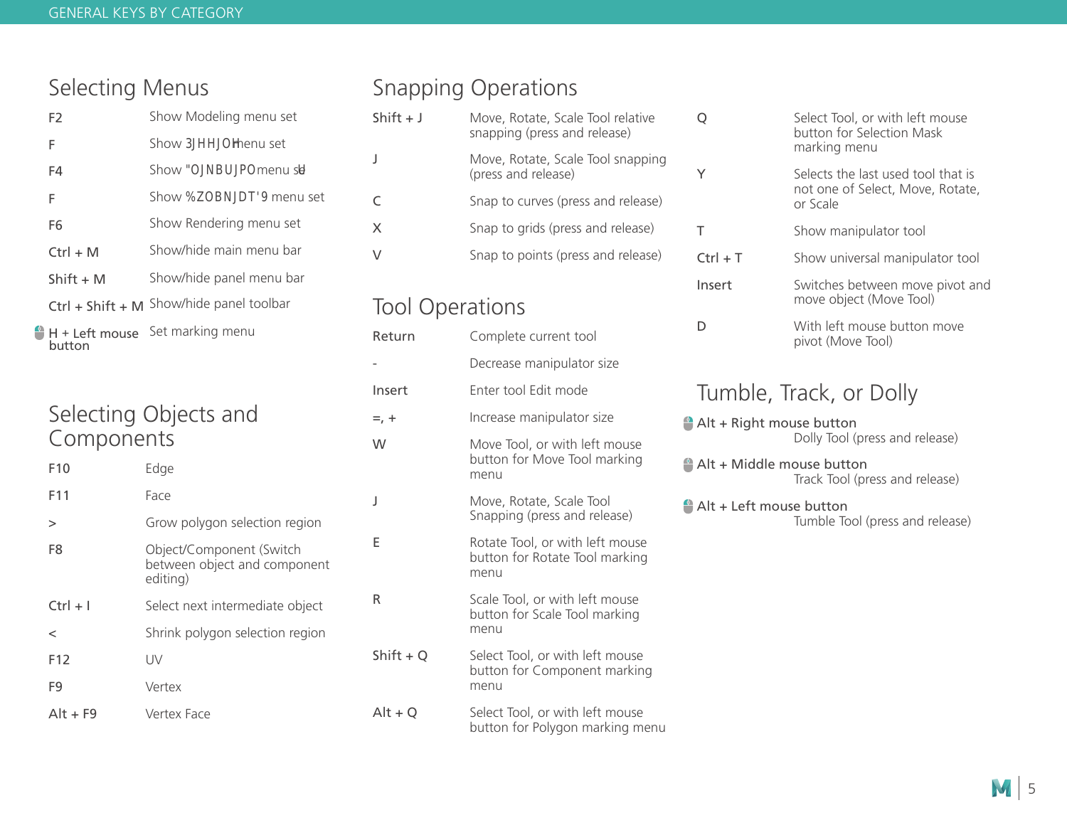GENERAL KEYS BY CATEGORY

## Selecting Menus

| | |
|---|---|
| F2 | Show Modeling menu set |
| F | Show 3JHHJOHmenu set |
| F4 | Show "OJNBUJPOmenu set |
| F | Show %ZOBNJDT'9 menu set |
| F6 | Show Rendering menu set |
| Ctrl + M | Show/hide main menu bar |
| Shift + M | Show/hide panel menu bar |
| Ctrl + Shift + M | Show/hide panel toolbar |
| H + Left mouse button | Set marking menu |

## Selecting Objects and Components

| | |
|---|---|
| F10 | Edge |
| F11 | Face |
| > | Grow polygon selection region |
| F8 | Object/Component (Switch between object and component editing) |
| Ctrl + I | Select next intermediate object |
| < | Shrink polygon selection region |
| F12 | UV |
| F9 | Vertex |
| Alt + F9 | Vertex Face |

## Snapping Operations

| | |
|---|---|
| Shift + J | Move, Rotate, Scale Tool relative snapping (press and release) |
| J | Move, Rotate, Scale Tool snapping (press and release) |
| C | Snap to curves (press and release) |
| X | Snap to grids (press and release) |
| V | Snap to points (press and release) |

## Tool Operations

| | |
|---|---|
| Return | Complete current tool |
| - | Decrease manipulator size |
| Insert | Enter tool Edit mode |
| =, + | Increase manipulator size |
| W | Move Tool, or with left mouse button for Move Tool marking menu |
| J | Move, Rotate, Scale Tool Snapping (press and release) |
| E | Rotate Tool, or with left mouse button for Rotate Tool marking menu |
| R | Scale Tool, or with left mouse button for Scale Tool marking menu |
| Shift + Q | Select Tool, or with left mouse button for Component marking menu |
| Alt + Q | Select Tool, or with left mouse button for Polygon marking menu |
| Q | Select Tool, or with left mouse button for Selection Mask marking menu |
| Y | Selects the last used tool that is not one of Select, Move, Rotate, or Scale |
| T | Show manipulator tool |
| Ctrl + T | Show universal manipulator tool |
| Insert | Switches between move pivot and move object (Move Tool) |
| D | With left mouse button move pivot (Move Tool) |

## Tumble, Track, or Dolly

**Alt + Right mouse button**
Dolly Tool (press and release)

**Alt + Middle mouse button**
Track Tool (press and release)

**Alt + Left mouse button**
Tumble Tool (press and release)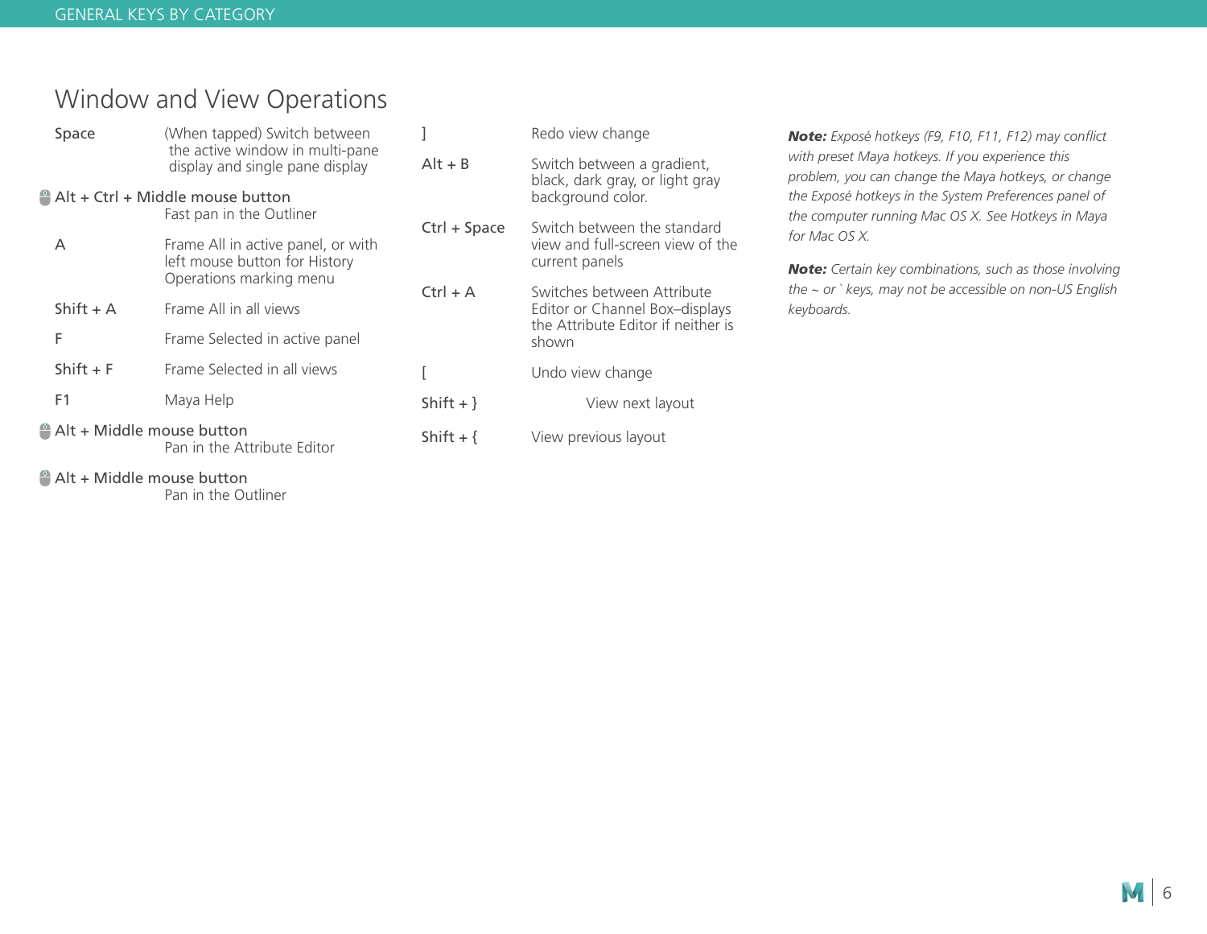## Window and View Operations

| Key | Action |
| --- | --- |
| Space | (When tapped) Switch between the active window in multi-pane display and single pane display |
| Alt + Ctrl + Middle mouse button | Fast pan in the Outliner |
| A | Frame All in active panel, or with left mouse button for History Operations marking menu |
| Shift + A | Frame All in all views |
| F | Frame Selected in active panel |
| Shift + F | Frame Selected in all views |
| F1 | Maya Help |
| Alt + Middle mouse button | Pan in the Attribute Editor |
| Alt + Middle mouse button | Pan in the Outliner |
| ] | Redo view change |
| Alt + B | Switch between a gradient, black, dark gray, or light gray background color. |
| Ctrl + Space | Switch between the standard view and full-screen view of the current panels |
| Ctrl + A | Switches between Attribute Editor or Channel Box–displays the Attribute Editor if neither is shown |
| [ | Undo view change |
| Shift + } | View next layout |
| Shift + { | View previous layout |

***Note:*** *Exposé hotkeys (F9, F10, F11, F12) may conflict with preset Maya hotkeys. If you experience this problem, you can change the Maya hotkeys, or change the Exposé hotkeys in the System Preferences panel of the computer running Mac OS X. See Hotkeys in Maya for Mac OS X.*

***Note:*** *Certain key combinations, such as those involving the ~ or ` keys, may not be accessible on non-US English keyboards.*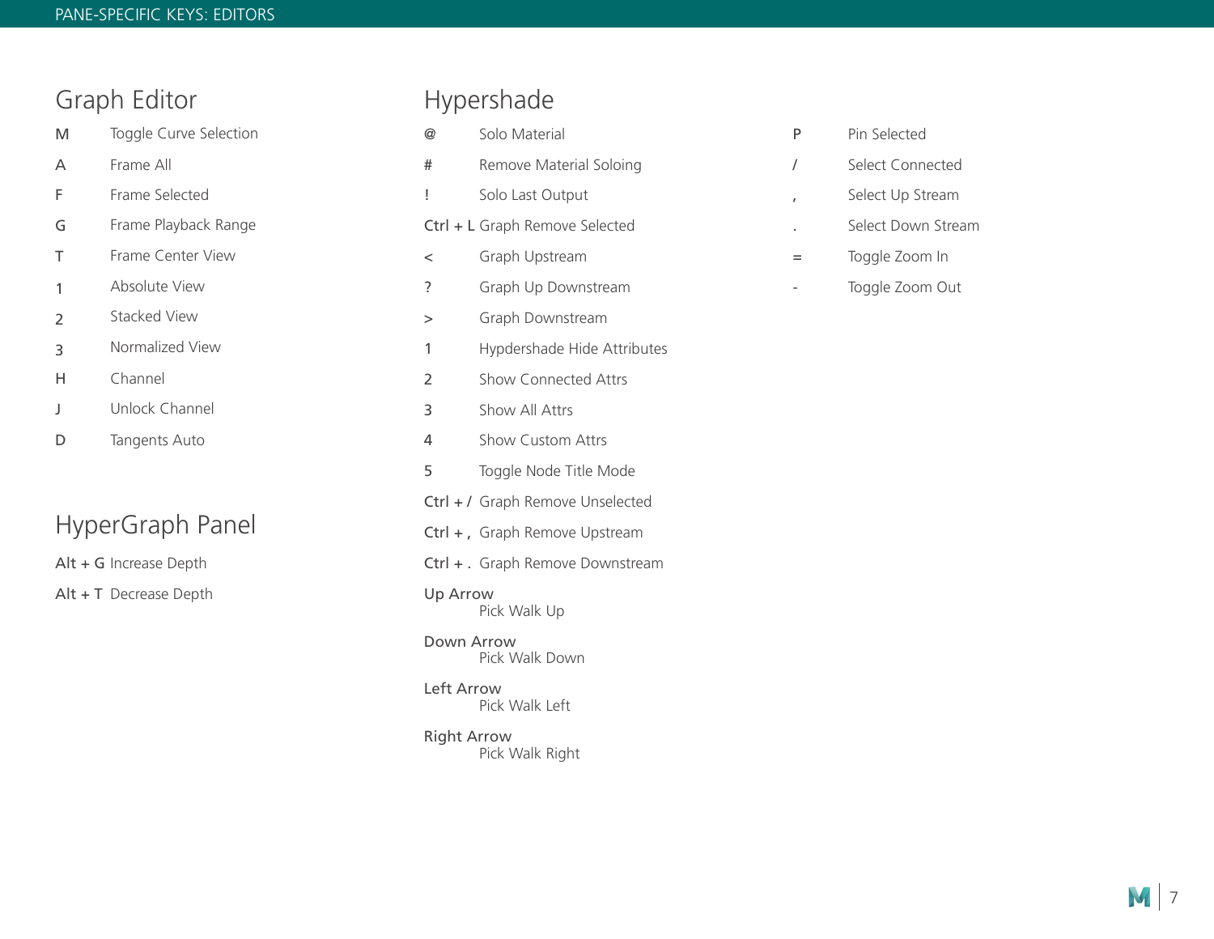PANE-SPECIFIC KEYS: EDITORS

## Graph Editor

| Key | Action |
| --- | --- |
| M | Toggle Curve Selection |
| A | Frame All |
| F | Frame Selected |
| G | Frame Playback Range |
| T | Frame Center View |
| 1 | Absolute View |
| 2 | Stacked View |
| 3 | Normalized View |
| H | Channel |
| J | Unlock Channel |
| D | Tangents Auto |

## HyperGraph Panel

| Key | Action |
| --- | --- |
| Alt + G | Increase Depth |
| Alt + T | Decrease Depth |

## Hypershade

| Key | Action |
| --- | --- |
| @ | Solo Material |
| # | Remove Material Soloing |
| ! | Solo Last Output |
| Ctrl + L | Graph Remove Selected |
| < | Graph Upstream |
| ? | Graph Up Downstream |
| > | Graph Downstream |
| 1 | Hypdershade Hide Attributes |
| 2 | Show Connected Attrs |
| 3 | Show All Attrs |
| 4 | Show Custom Attrs |
| 5 | Toggle Node Title Mode |
| Ctrl + / | Graph Remove Unselected |
| Ctrl + , | Graph Remove Upstream |
| Ctrl + . | Graph Remove Downstream |
| Up Arrow | Pick Walk Up |
| Down Arrow | Pick Walk Down |
| Left Arrow | Pick Walk Left |
| Right Arrow | Pick Walk Right |
| P | Pin Selected |
| / | Select Connected |
| , | Select Up Stream |
| . | Select Down Stream |
| = | Toggle Zoom In |
| - | Toggle Zoom Out |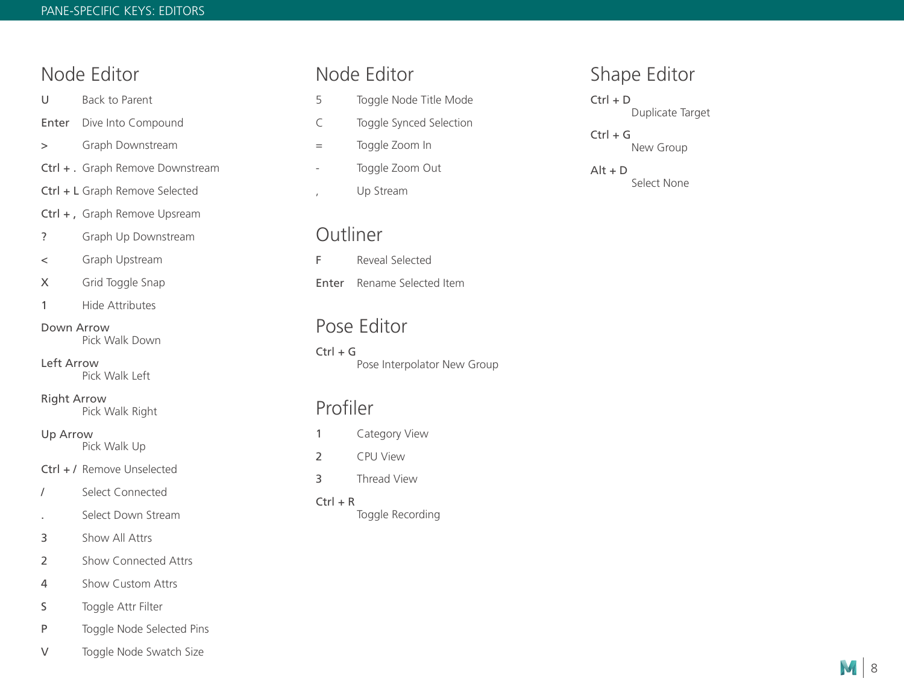# PANE-SPECIFIC KEYS: EDITORS

## Node Editor

| Key | Action |
|---|---|
| U | Back to Parent |
| Enter | Dive Into Compound |
| > | Graph Downstream |
| Ctrl + . | Graph Remove Downstream |
| Ctrl + L | Graph Remove Selected |
| Ctrl + , | Graph Remove Upsream |
| ? | Graph Up Downstream |
| < | Graph Upstream |
| X | Grid Toggle Snap |
| 1 | Hide Attributes |
| Down Arrow | Pick Walk Down |
| Left Arrow | Pick Walk Left |
| Right Arrow | Pick Walk Right |
| Up Arrow | Pick Walk Up |
| Ctrl + / | Remove Unselected |
| / | Select Connected |
| . | Select Down Stream |
| 3 | Show All Attrs |
| 2 | Show Connected Attrs |
| 4 | Show Custom Attrs |
| S | Toggle Attr Filter |
| P | Toggle Node Selected Pins |
| V | Toggle Node Swatch Size |

## Node Editor

| Key | Action |
|---|---|
| 5 | Toggle Node Title Mode |
| C | Toggle Synced Selection |
| = | Toggle Zoom In |
| - | Toggle Zoom Out |
| , | Up Stream |

## Outliner

| Key | Action |
|---|---|
| F | Reveal Selected |
| Enter | Rename Selected Item |

## Pose Editor

| Key | Action |
|---|---|
| Ctrl + G | Pose Interpolator New Group |

## Profiler

| Key | Action |
|---|---|
| 1 | Category View |
| 2 | CPU View |
| 3 | Thread View |
| Ctrl + R | Toggle Recording |

## Shape Editor

| Key | Action |
|---|---|
| Ctrl + D | Duplicate Target |
| Ctrl + G | New Group |
| Alt + D | Select None |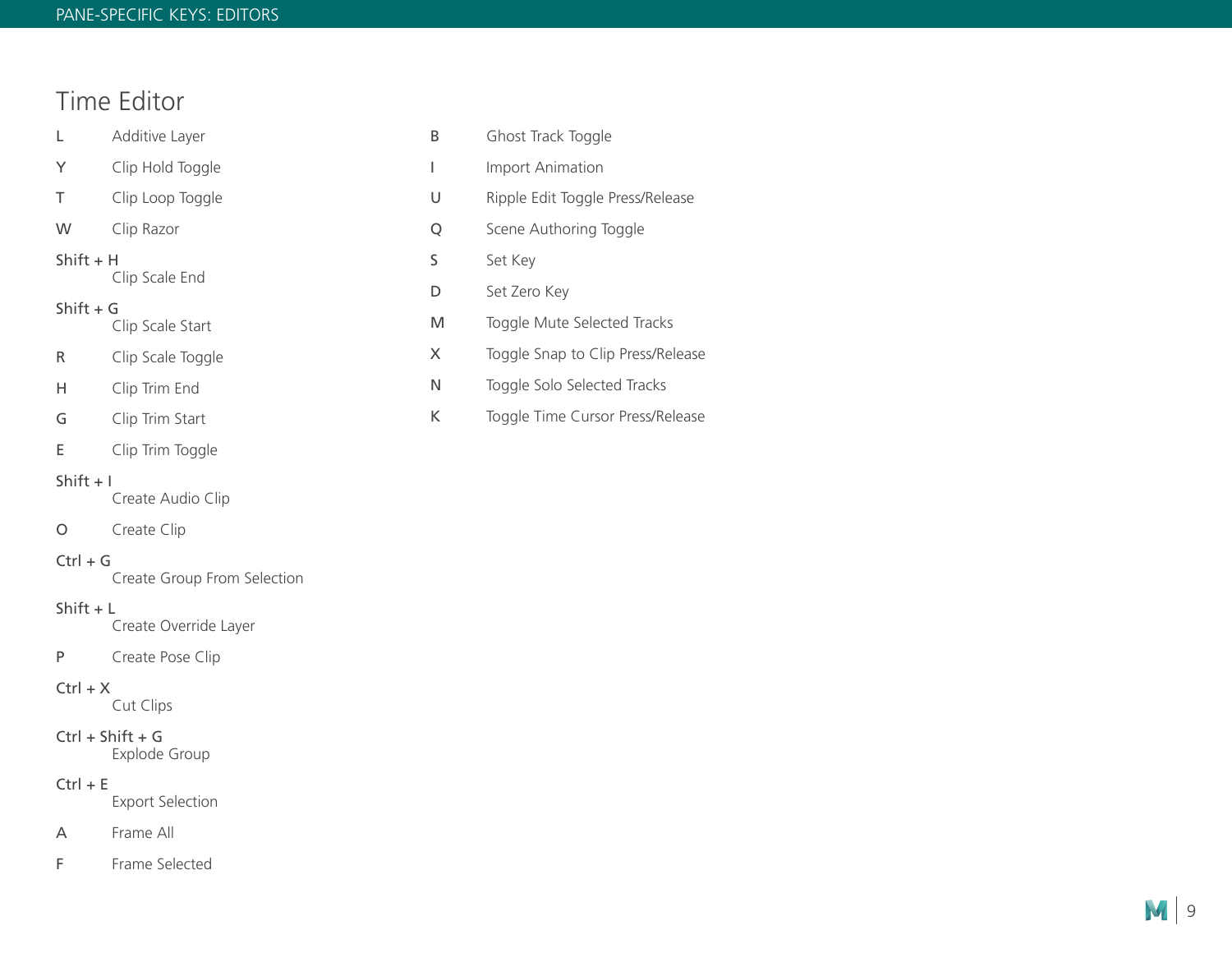# Time Editor

| | |
|---|---|
| L | Additive Layer |
| Y | Clip Hold Toggle |
| T | Clip Loop Toggle |
| W | Clip Razor |
| Shift + H | Clip Scale End |
| Shift + G | Clip Scale Start |
| R | Clip Scale Toggle |
| H | Clip Trim End |
| G | Clip Trim Start |
| E | Clip Trim Toggle |
| Shift + I | Create Audio Clip |
| O | Create Clip |
| Ctrl + G | Create Group From Selection |
| Shift + L | Create Override Layer |
| P | Create Pose Clip |
| Ctrl + X | Cut Clips |
| Ctrl + Shift + G | Explode Group |
| Ctrl + E | Export Selection |
| A | Frame All |
| F | Frame Selected |
| B | Ghost Track Toggle |
| I | Import Animation |
| U | Ripple Edit Toggle Press/Release |
| Q | Scene Authoring Toggle |
| S | Set Key |
| D | Set Zero Key |
| M | Toggle Mute Selected Tracks |
| X | Toggle Snap to Clip Press/Release |
| N | Toggle Solo Selected Tracks |
| K | Toggle Time Cursor Press/Release |